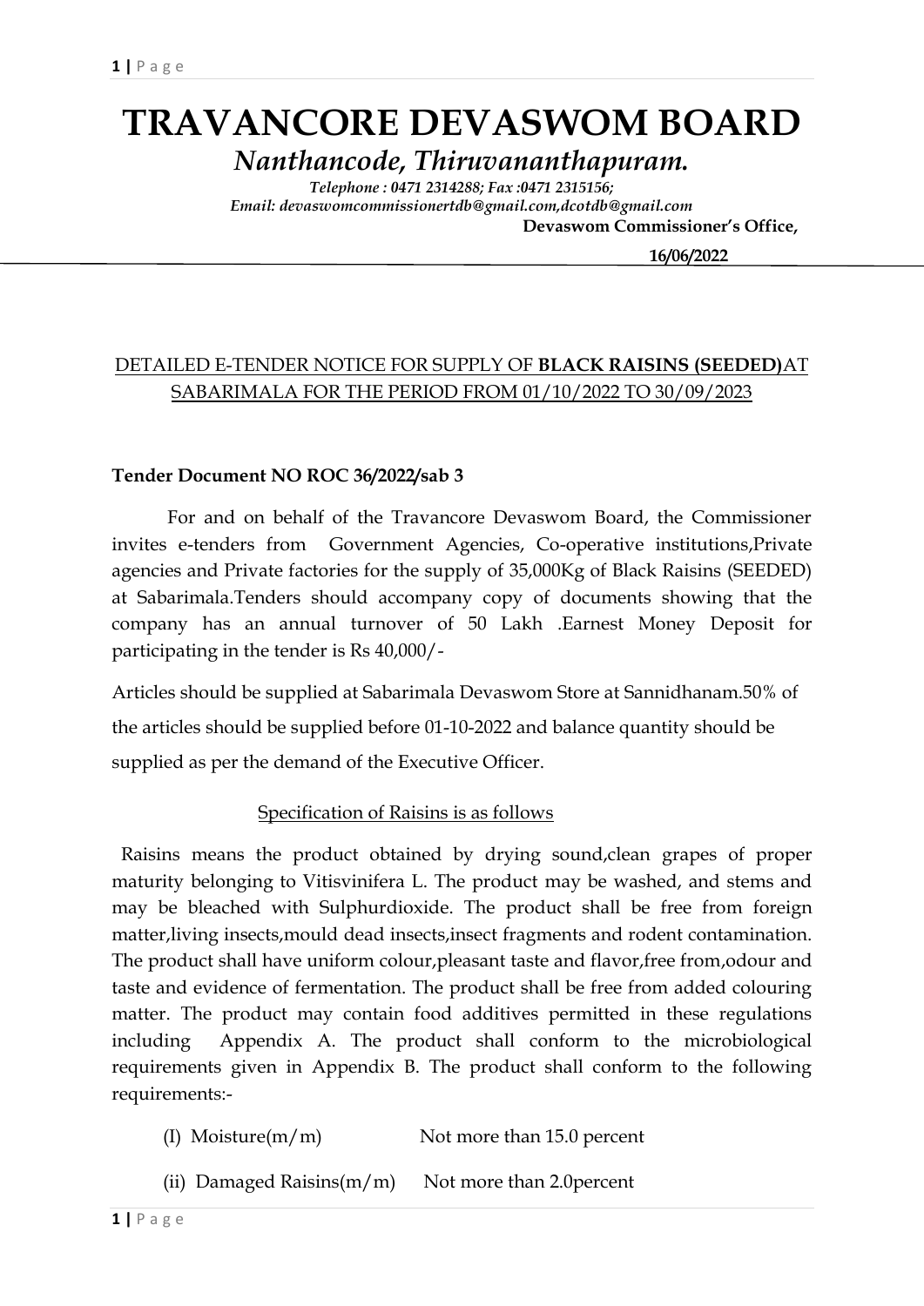# TRAVANCORE DEVASWOM BOARD

## *Nanthancode, Thiruvananthapuram.*

*Telephone : 0471 2314288; Fax :0471 2315156;*
*Email: devaswomcommissionertdb@gmail.com,dcotdb@gmail.com*

**Devaswom Commissioner's Office,**

**16/06/2022**

DETAILED E-TENDER NOTICE FOR SUPPLY OF **BLACK RAISINS (SEEDED)**AT SABARIMALA FOR THE PERIOD FROM 01/10/2022 TO 30/09/2023

**Tender Document NO ROC 36/2022/sab 3**

For and on behalf of the Travancore Devaswom Board, the Commissioner invites e-tenders from Government Agencies, Co-operative institutions,Private agencies and Private factories for the supply of 35,000Kg of Black Raisins (SEEDED) at Sabarimala.Tenders should accompany copy of documents showing that the company has an annual turnover of 50 Lakh .Earnest Money Deposit for participating in the tender is Rs 40,000/-

Articles should be supplied at Sabarimala Devaswom Store at Sannidhanam.50% of the articles should be supplied before 01-10-2022 and balance quantity should be supplied as per the demand of the Executive Officer.

Specification of Raisins is as follows

Raisins means the product obtained by drying sound,clean grapes of proper maturity belonging to Vitisvinifera L. The product may be washed, and stems and may be bleached with Sulphurdioxide. The product shall be free from foreign matter,living insects,mould dead insects,insect fragments and rodent contamination. The product shall have uniform colour,pleasant taste and flavor,free from,odour and taste and evidence of fermentation. The product shall be free from added colouring matter. The product may contain food additives permitted in these regulations including Appendix A. The product shall conform to the microbiological requirements given in Appendix B. The product shall conform to the following requirements:-

(I) Moisture(m/m) Not more than 15.0 percent

(ii) Damaged Raisins(m/m) Not more than 2.0percent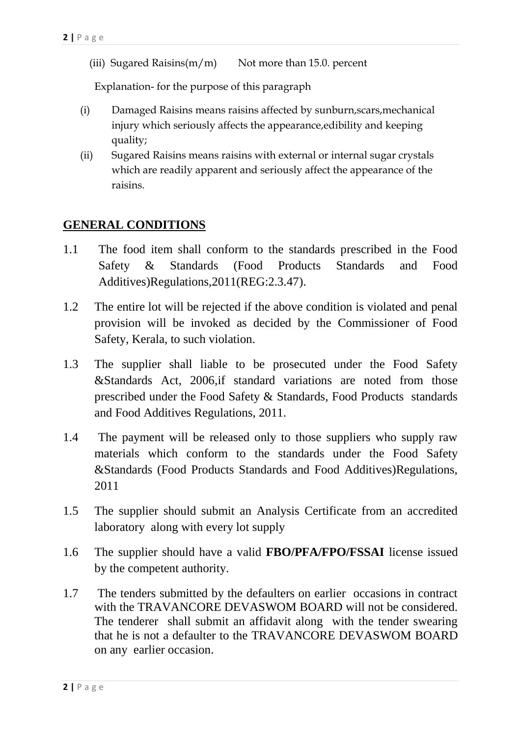(iii) Sugared Raisins(m/m) Not more than 15.0. percent

Explanation- for the purpose of this paragraph

(i) Damaged Raisins means raisins affected by sunburn,scars,mechanical injury which seriously affects the appearance,edibility and keeping quality;

(ii) Sugared Raisins means raisins with external or internal sugar crystals which are readily apparent and seriously affect the appearance of the raisins.

## GENERAL CONDITIONS

1.1 The food item shall conform to the standards prescribed in the Food Safety & Standards (Food Products Standards and Food Additives)Regulations,2011(REG:2.3.47).

1.2 The entire lot will be rejected if the above condition is violated and penal provision will be invoked as decided by the Commissioner of Food Safety, Kerala, to such violation.

1.3 The supplier shall liable to be prosecuted under the Food Safety &Standards Act, 2006,if standard variations are noted from those prescribed under the Food Safety & Standards, Food Products standards and Food Additives Regulations, 2011.

1.4 The payment will be released only to those suppliers who supply raw materials which conform to the standards under the Food Safety &Standards (Food Products Standards and Food Additives)Regulations, 2011

1.5 The supplier should submit an Analysis Certificate from an accredited laboratory along with every lot supply

1.6 The supplier should have a valid **FBO/PFA/FPO/FSSAI** license issued by the competent authority.

1.7 The tenders submitted by the defaulters on earlier occasions in contract with the TRAVANCORE DEVASWOM BOARD will not be considered. The tenderer shall submit an affidavit along with the tender swearing that he is not a defaulter to the TRAVANCORE DEVASWOM BOARD on any earlier occasion.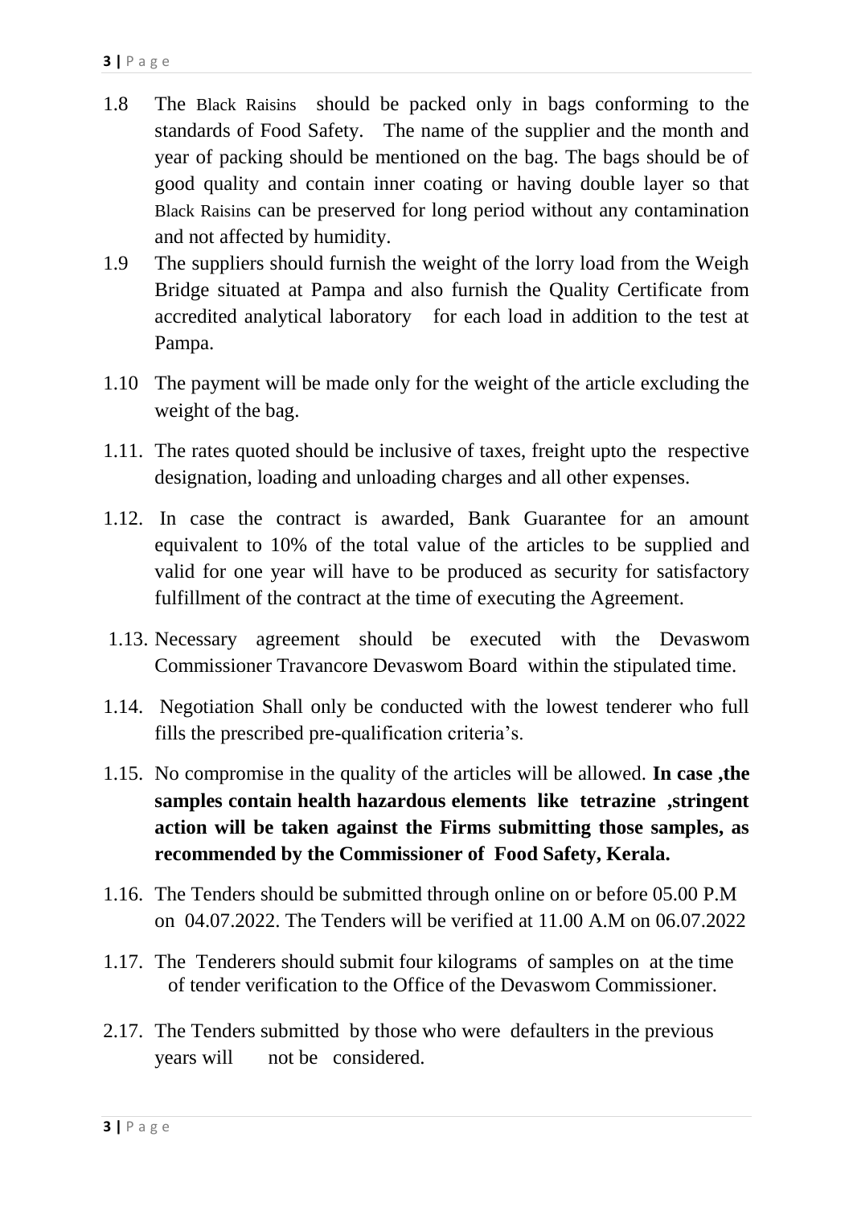1.8 The Black Raisins should be packed only in bags conforming to the standards of Food Safety. The name of the supplier and the month and year of packing should be mentioned on the bag. The bags should be of good quality and contain inner coating or having double layer so that Black Raisins can be preserved for long period without any contamination and not affected by humidity.

1.9 The suppliers should furnish the weight of the lorry load from the Weigh Bridge situated at Pampa and also furnish the Quality Certificate from accredited analytical laboratory for each load in addition to the test at Pampa.

1.10 The payment will be made only for the weight of the article excluding the weight of the bag.

1.11. The rates quoted should be inclusive of taxes, freight upto the respective designation, loading and unloading charges and all other expenses.

1.12. In case the contract is awarded, Bank Guarantee for an amount equivalent to 10% of the total value of the articles to be supplied and valid for one year will have to be produced as security for satisfactory fulfillment of the contract at the time of executing the Agreement.

1.13. Necessary agreement should be executed with the Devaswom Commissioner Travancore Devaswom Board within the stipulated time.

1.14. Negotiation Shall only be conducted with the lowest tenderer who full fills the prescribed pre-qualification criteria's.

1.15. No compromise in the quality of the articles will be allowed. **In case ,the samples contain health hazardous elements like tetrazine ,stringent action will be taken against the Firms submitting those samples, as recommended by the Commissioner of Food Safety, Kerala.**

1.16. The Tenders should be submitted through online on or before 05.00 P.M on 04.07.2022. The Tenders will be verified at 11.00 A.M on 06.07.2022

1.17. The Tenderers should submit four kilograms of samples on at the time of tender verification to the Office of the Devaswom Commissioner.

2.17. The Tenders submitted by those who were defaulters in the previous years will not be considered.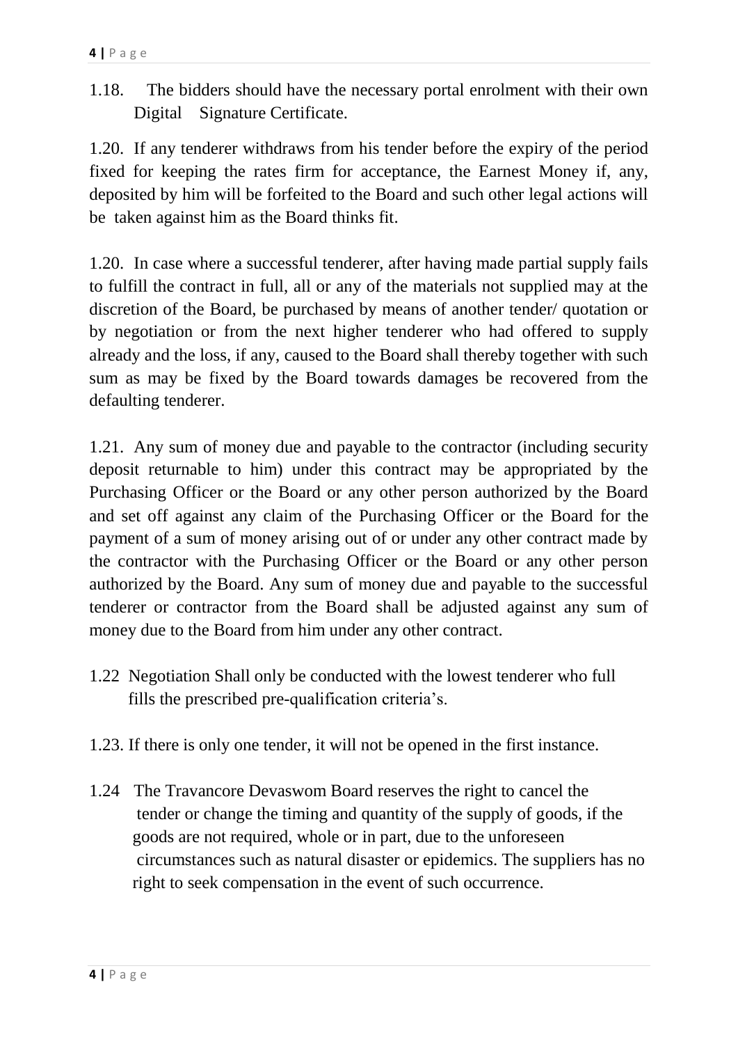1.18. The bidders should have the necessary portal enrolment with their own Digital Signature Certificate.

1.20. If any tenderer withdraws from his tender before the expiry of the period fixed for keeping the rates firm for acceptance, the Earnest Money if, any, deposited by him will be forfeited to the Board and such other legal actions will be taken against him as the Board thinks fit.

1.20. In case where a successful tenderer, after having made partial supply fails to fulfill the contract in full, all or any of the materials not supplied may at the discretion of the Board, be purchased by means of another tender/ quotation or by negotiation or from the next higher tenderer who had offered to supply already and the loss, if any, caused to the Board shall thereby together with such sum as may be fixed by the Board towards damages be recovered from the defaulting tenderer.

1.21. Any sum of money due and payable to the contractor (including security deposit returnable to him) under this contract may be appropriated by the Purchasing Officer or the Board or any other person authorized by the Board and set off against any claim of the Purchasing Officer or the Board for the payment of a sum of money arising out of or under any other contract made by the contractor with the Purchasing Officer or the Board or any other person authorized by the Board. Any sum of money due and payable to the successful tenderer or contractor from the Board shall be adjusted against any sum of money due to the Board from him under any other contract.

1.22 Negotiation Shall only be conducted with the lowest tenderer who full fills the prescribed pre-qualification criteria's.

1.23. If there is only one tender, it will not be opened in the first instance.

1.24 The Travancore Devaswom Board reserves the right to cancel the tender or change the timing and quantity of the supply of goods, if the goods are not required, whole or in part, due to the unforeseen circumstances such as natural disaster or epidemics. The suppliers has no right to seek compensation in the event of such occurrence.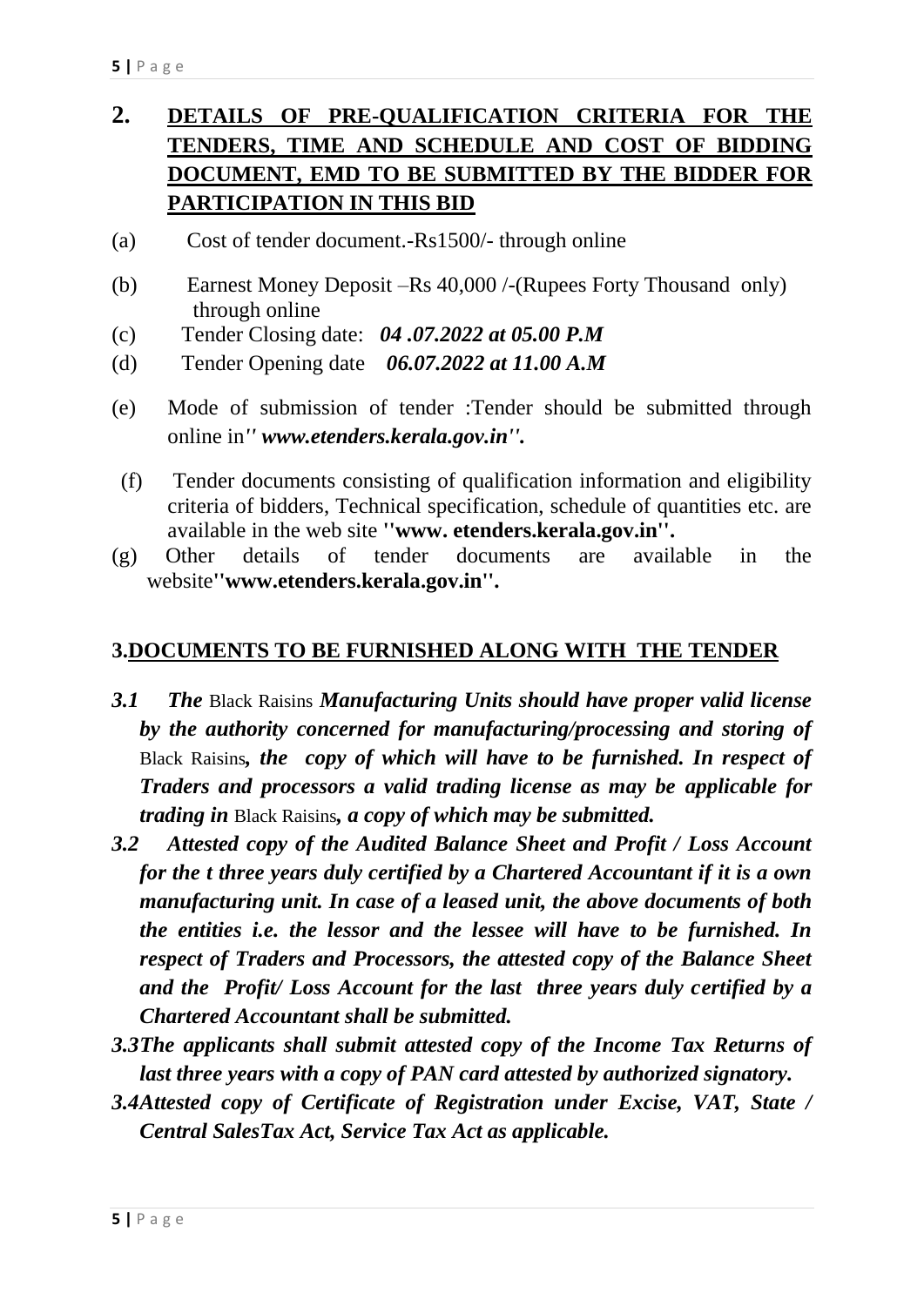## 2. DETAILS OF PRE-QUALIFICATION CRITERIA FOR THE TENDERS, TIME AND SCHEDULE AND COST OF BIDDING DOCUMENT, EMD TO BE SUBMITTED BY THE BIDDER FOR PARTICIPATION IN THIS BID

(a) Cost of tender document.-Rs1500/- through online

(b) Earnest Money Deposit –Rs 40,000 /-(Rupees Forty Thousand only) through online

(c) Tender Closing date: ***04 .07.2022 at 05.00 P.M***

(d) Tender Opening date ***06.07.2022 at 11.00 A.M***

(e) Mode of submission of tender :Tender should be submitted through online in***'' www.etenders.kerala.gov.in''.***

(f) Tender documents consisting of qualification information and eligibility criteria of bidders, Technical specification, schedule of quantities etc. are available in the web site **''www. etenders.kerala.gov.in''.**

(g) Other details of tender documents are available in the website**''www.etenders.kerala.gov.in''.**

## 3.DOCUMENTS TO BE FURNISHED ALONG WITH THE TENDER

***3.1 The*** Black Raisins ***Manufacturing Units should have proper valid license by the authority concerned for manufacturing/processing and storing of*** Black Raisins***, the copy of which will have to be furnished. In respect of Traders and processors a valid trading license as may be applicable for trading in*** Black Raisins***, a copy of which may be submitted.***

***3.2 Attested copy of the Audited Balance Sheet and Profit / Loss Account for the t three years duly certified by a Chartered Accountant if it is a own manufacturing unit. In case of a leased unit, the above documents of both the entities i.e. the lessor and the lessee will have to be furnished. In respect of Traders and Processors, the attested copy of the Balance Sheet and the Profit/ Loss Account for the last three years duly certified by a Chartered Accountant shall be submitted.***

***3.3The applicants shall submit attested copy of the Income Tax Returns of last three years with a copy of PAN card attested by authorized signatory.***

***3.4Attested copy of Certificate of Registration under Excise, VAT, State / Central SalesTax Act, Service Tax Act as applicable.***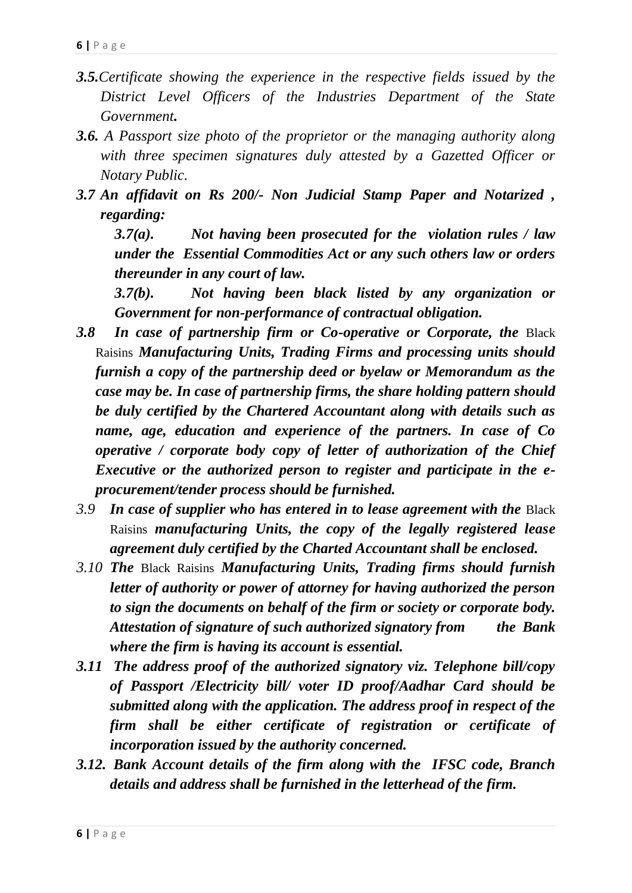***3.5.****Certificate showing the experience in the respective fields issued by the District Level Officers of the Industries Department of the State Government****.***

***3.6.*** *A Passport size photo of the proprietor or the managing authority along with three specimen signatures duly attested by a Gazetted Officer or Notary Public.*

***3.7 An affidavit on Rs 200/- Non Judicial Stamp Paper and Notarized , regarding:***

***3.7(a). Not having been prosecuted for the violation rules / law under the Essential Commodities Act or any such others law or orders thereunder in any court of law.***

***3.7(b). Not having been black listed by any organization or Government for non-performance of contractual obligation.***

***3.8 In case of partnership firm or Co-operative or Corporate, the*** Black Raisins ***Manufacturing Units, Trading Firms and processing units should furnish a copy of the partnership deed or byelaw or Memorandum as the case may be. In case of partnership firms, the share holding pattern should be duly certified by the Chartered Accountant along with details such as name, age, education and experience of the partners. In case of Co operative / corporate body copy of letter of authorization of the Chief Executive or the authorized person to register and participate in the e-procurement/tender process should be furnished.***

*3.9* ***In case of supplier who has entered in to lease agreement with the*** Black Raisins ***manufacturing Units, the copy of the legally registered lease agreement duly certified by the Charted Accountant shall be enclosed.***

*3.10* ***The*** Black Raisins ***Manufacturing Units, Trading firms should furnish letter of authority or power of attorney for having authorized the person to sign the documents on behalf of the firm or society or corporate body. Attestation of signature of such authorized signatory from the Bank where the firm is having its account is essential.***

***3.11 The address proof of the authorized signatory viz. Telephone bill/copy of Passport /Electricity bill/ voter ID proof/Aadhar Card should be submitted along with the application. The address proof in respect of the firm shall be either certificate of registration or certificate of incorporation issued by the authority concerned.***

***3.12. Bank Account details of the firm along with the IFSC code, Branch details and address shall be furnished in the letterhead of the firm.***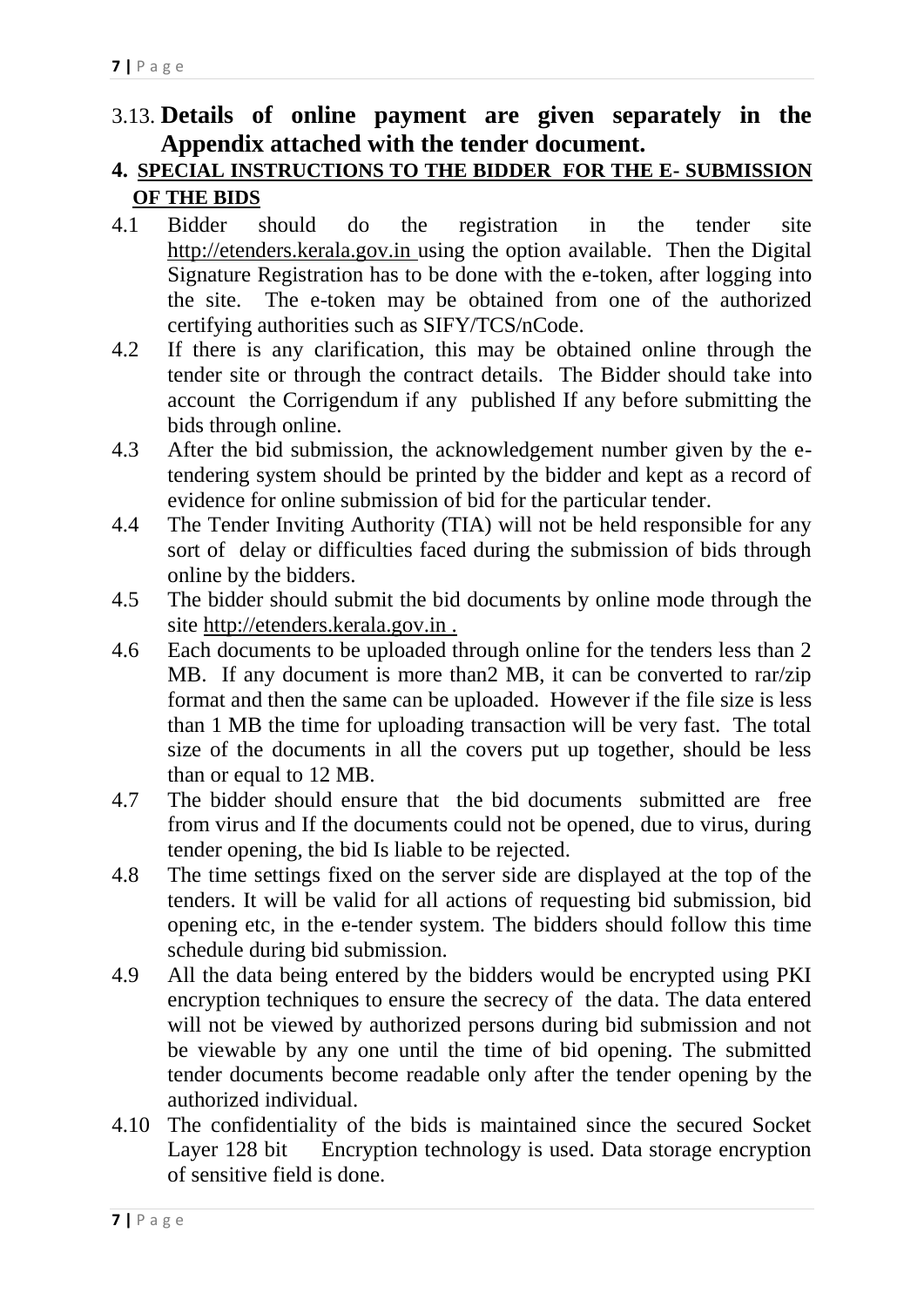3.13. **Details of online payment are given separately in the Appendix attached with the tender document.**

**4. <u>SPECIAL INSTRUCTIONS TO THE BIDDER FOR THE E- SUBMISSION OF THE BIDS</u>**

4.1 Bidder should do the registration in the tender site http://etenders.kerala.gov.in using the option available. Then the Digital Signature Registration has to be done with the e-token, after logging into the site. The e-token may be obtained from one of the authorized certifying authorities such as SIFY/TCS/nCode.

4.2 If there is any clarification, this may be obtained online through the tender site or through the contract details. The Bidder should take into account the Corrigendum if any published If any before submitting the bids through online.

4.3 After the bid submission, the acknowledgement number given by the e-tendering system should be printed by the bidder and kept as a record of evidence for online submission of bid for the particular tender.

4.4 The Tender Inviting Authority (TIA) will not be held responsible for any sort of delay or difficulties faced during the submission of bids through online by the bidders.

4.5 The bidder should submit the bid documents by online mode through the site http://etenders.kerala.gov.in .

4.6 Each documents to be uploaded through online for the tenders less than 2 MB. If any document is more than2 MB, it can be converted to rar/zip format and then the same can be uploaded. However if the file size is less than 1 MB the time for uploading transaction will be very fast. The total size of the documents in all the covers put up together, should be less than or equal to 12 MB.

4.7 The bidder should ensure that the bid documents submitted are free from virus and If the documents could not be opened, due to virus, during tender opening, the bid Is liable to be rejected.

4.8 The time settings fixed on the server side are displayed at the top of the tenders. It will be valid for all actions of requesting bid submission, bid opening etc, in the e-tender system. The bidders should follow this time schedule during bid submission.

4.9 All the data being entered by the bidders would be encrypted using PKI encryption techniques to ensure the secrecy of the data. The data entered will not be viewed by authorized persons during bid submission and not be viewable by any one until the time of bid opening. The submitted tender documents become readable only after the tender opening by the authorized individual.

4.10 The confidentiality of the bids is maintained since the secured Socket Layer 128 bit Encryption technology is used. Data storage encryption of sensitive field is done.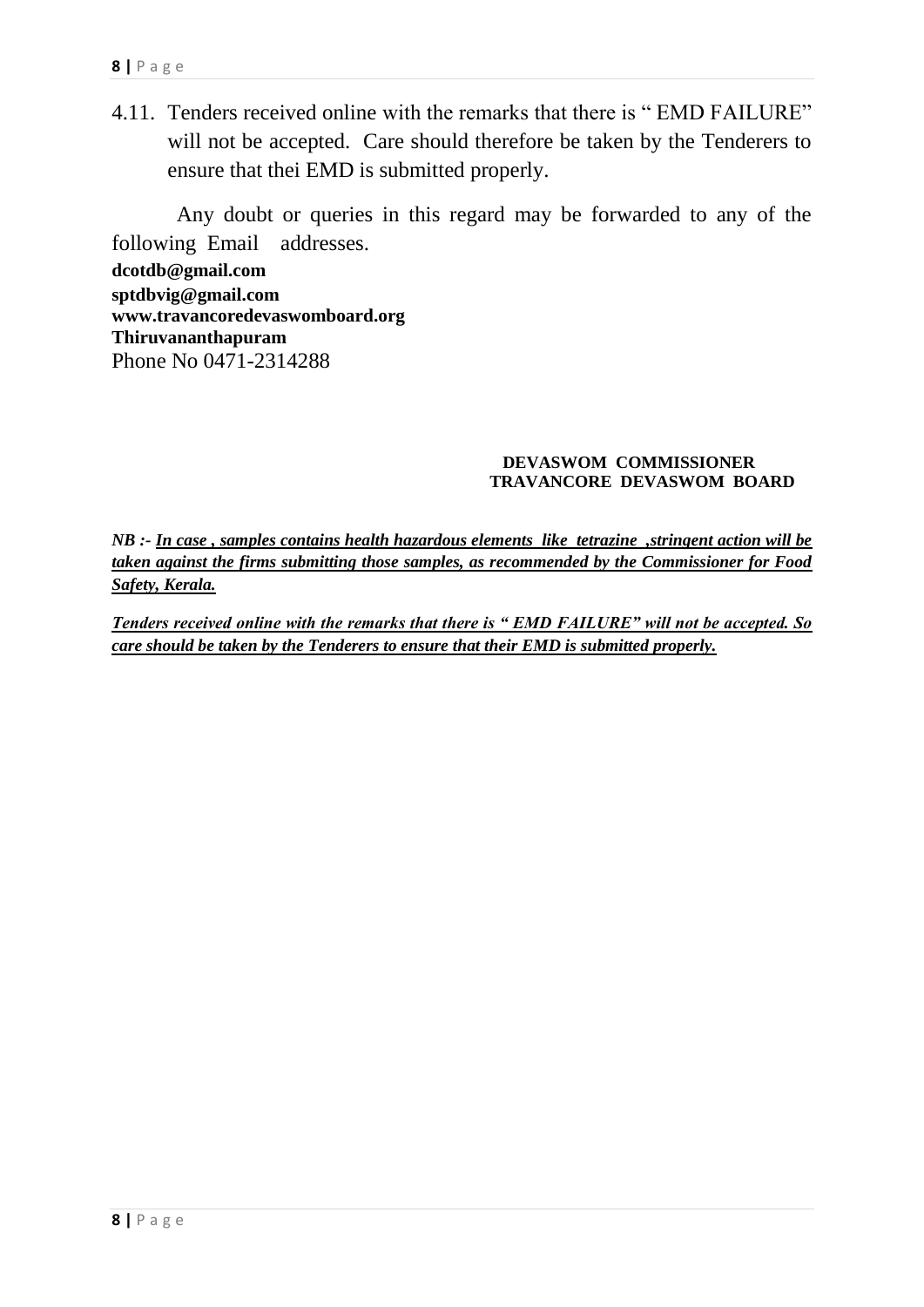4.11. Tenders received online with the remarks that there is " EMD FAILURE" will not be accepted. Care should therefore be taken by the Tenderers to ensure that thei EMD is submitted properly.

Any doubt or queries in this regard may be forwarded to any of the following Email addresses.

**dcotdb@gmail.com**
**sptdbvig@gmail.com**
**www.travancoredevaswomboard.org**
**Thiruvananthapuram**
Phone No 0471-2314288

**DEVASWOM COMMISSIONER**
**TRAVANCORE DEVASWOM BOARD**

***NB :- <u>In case , samples contains health hazardous elements like tetrazine ,stringent action will be taken against the firms submitting those samples, as recommended by the Commissioner for Food Safety, Kerala.</u>***

***<u>Tenders received online with the remarks that there is " EMD FAILURE" will not be accepted. So care should be taken by the Tenderers to ensure that their EMD is submitted properly.</u>***